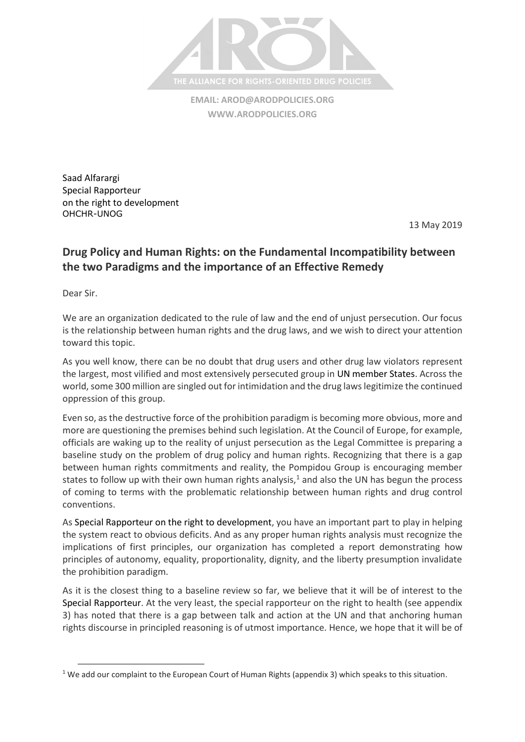THE ALLIANCE FOR RIGHTS-ORIENTED DRUG POLICIES

**EMAIL: AROD@ARODPOLICIES.ORG**
**WWW.ARODPOLICIES.ORG**

Saad Alfarargi
Special Rapporteur
on the right to development
OHCHR-UNOG

13 May 2019

## Drug Policy and Human Rights: on the Fundamental Incompatibility between the two Paradigms and the importance of an Effective Remedy

Dear Sir.

We are an organization dedicated to the rule of law and the end of unjust persecution. Our focus is the relationship between human rights and the drug laws, and we wish to direct your attention toward this topic.

As you well know, there can be no doubt that drug users and other drug law violators represent the largest, most vilified and most extensively persecuted group in UN member States. Across the world, some 300 million are singled out for intimidation and the drug laws legitimize the continued oppression of this group.

Even so, as the destructive force of the prohibition paradigm is becoming more obvious, more and more are questioning the premises behind such legislation. At the Council of Europe, for example, officials are waking up to the reality of unjust persecution as the Legal Committee is preparing a baseline study on the problem of drug policy and human rights. Recognizing that there is a gap between human rights commitments and reality, the Pompidou Group is encouraging member states to follow up with their own human rights analysis,[1] and also the UN has begun the process of coming to terms with the problematic relationship between human rights and drug control conventions.

As Special Rapporteur on the right to development, you have an important part to play in helping the system react to obvious deficits. And as any proper human rights analysis must recognize the implications of first principles, our organization has completed a report demonstrating how principles of autonomy, equality, proportionality, dignity, and the liberty presumption invalidate the prohibition paradigm.

As it is the closest thing to a baseline review so far, we believe that it will be of interest to the Special Rapporteur. At the very least, the special rapporteur on the right to health (see appendix 3) has noted that there is a gap between talk and action at the UN and that anchoring human rights discourse in principled reasoning is of utmost importance. Hence, we hope that it will be of

[1] We add our complaint to the European Court of Human Rights (appendix 3) which speaks to this situation.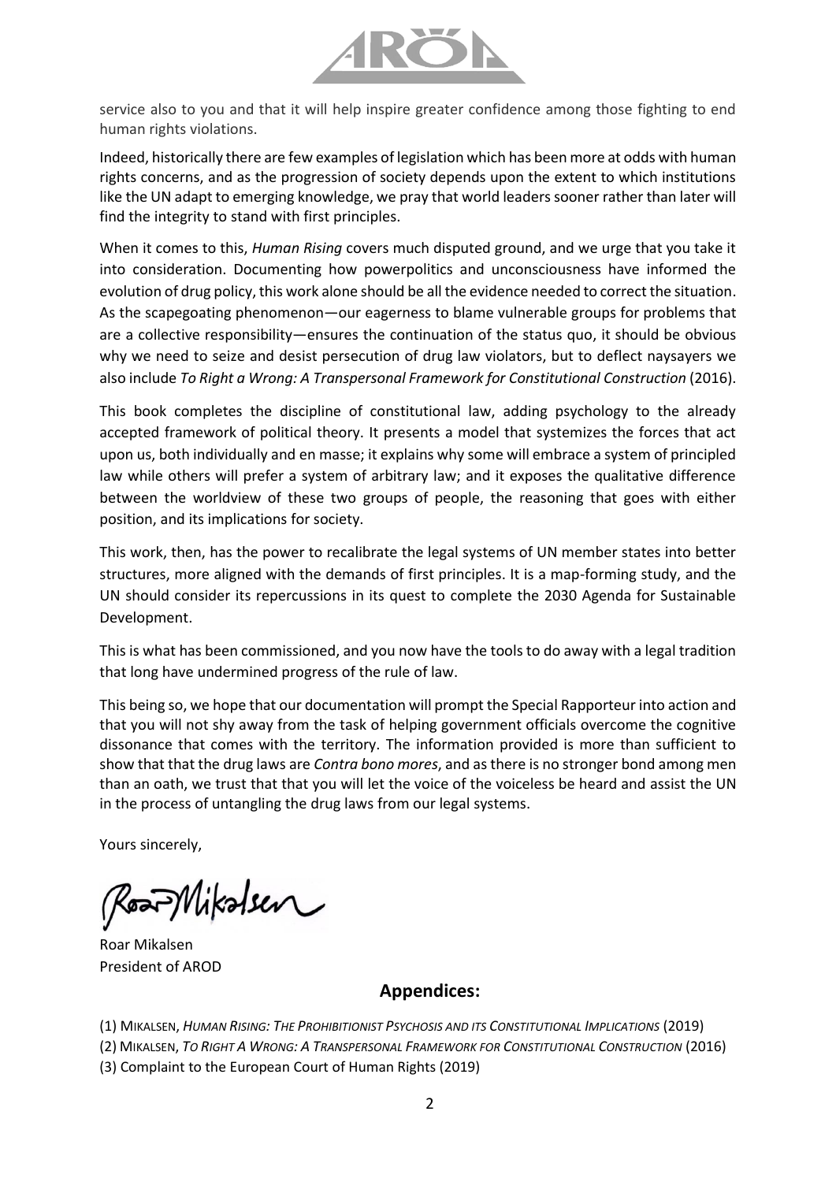service also to you and that it will help inspire greater confidence among those fighting to end human rights violations.

Indeed, historically there are few examples of legislation which has been more at odds with human rights concerns, and as the progression of society depends upon the extent to which institutions like the UN adapt to emerging knowledge, we pray that world leaders sooner rather than later will find the integrity to stand with first principles.

When it comes to this, *Human Rising* covers much disputed ground, and we urge that you take it into consideration. Documenting how powerpolitics and unconsciousness have informed the evolution of drug policy, this work alone should be all the evidence needed to correct the situation. As the scapegoating phenomenon—our eagerness to blame vulnerable groups for problems that are a collective responsibility—ensures the continuation of the status quo, it should be obvious why we need to seize and desist persecution of drug law violators, but to deflect naysayers we also include *To Right a Wrong: A Transpersonal Framework for Constitutional Construction* (2016).

This book completes the discipline of constitutional law, adding psychology to the already accepted framework of political theory. It presents a model that systemizes the forces that act upon us, both individually and en masse; it explains why some will embrace a system of principled law while others will prefer a system of arbitrary law; and it exposes the qualitative difference between the worldview of these two groups of people, the reasoning that goes with either position, and its implications for society.

This work, then, has the power to recalibrate the legal systems of UN member states into better structures, more aligned with the demands of first principles. It is a map-forming study, and the UN should consider its repercussions in its quest to complete the 2030 Agenda for Sustainable Development.

This is what has been commissioned, and you now have the tools to do away with a legal tradition that long have undermined progress of the rule of law.

This being so, we hope that our documentation will prompt the Special Rapporteur into action and that you will not shy away from the task of helping government officials overcome the cognitive dissonance that comes with the territory. The information provided is more than sufficient to show that that the drug laws are *Contra bono mores*, and as there is no stronger bond among men than an oath, we trust that that you will let the voice of the voiceless be heard and assist the UN in the process of untangling the drug laws from our legal systems.

Yours sincerely,

Roar Mikalsen
President of AROD

## Appendices:

(1) MIKALSEN, *HUMAN RISING: THE PROHIBITIONIST PSYCHOSIS AND ITS CONSTITUTIONAL IMPLICATIONS* (2019)
(2) MIKALSEN, *TO RIGHT A WRONG: A TRANSPERSONAL FRAMEWORK FOR CONSTITUTIONAL CONSTRUCTION* (2016)
(3) Complaint to the European Court of Human Rights (2019)